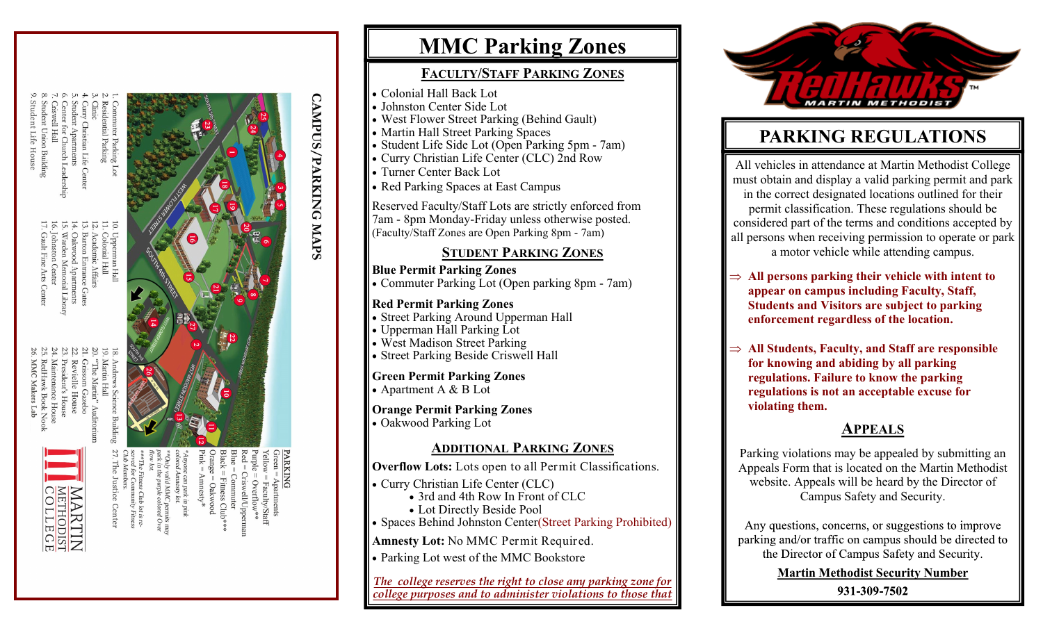# CAMPUS/PARKING MAPS

1. Commuter Parking Lot
2. Residential Parking
3. Clinic
4. Curry Christian Life Center
5. Student Apartments
6. Center for Church Leadership
7. Criswell Hall
8. Student Union Building
9. Student Life House
10. Upperman Hall
11. Colonial Hall
12. Academic Affairs
13. Barton Entrance Gates
14. Oakwood Apartments
15. Warden Memorial Library
16. Johnston Center
17. Gault Fine Arts Center
18. Andrews Science Building
19. Martin Hall
20. "The Martin" Auditorium
21. Grissom Gazebo
22. Revielle House
23. President's House
24. Maintenance House
25. RedHawk Book Nook
26. MMC Makers Lab
27. The Justice Center

PARKING

Green = Apartments
Yellow = Faculty/Staff
Purple = Overflow**
Red = Criswell/Upperman
Blue = Commuter
Black = Fitness Club***
Orange = Oakwood
Pink = Amnesty*

*Anyone can park in pink colored Amnesty lot.

**Only valid MMC permits may park in the purple colored Over flow lot.

***The Fitness Club lot is reserved for Community Fitness Club Members.

MARTIN METHODIST COLLEGE

# MMC Parking Zones

## Faculty/Staff Parking Zones

- Colonial Hall Back Lot
- Johnston Center Side Lot
- West Flower Street Parking (Behind Gault)
- Martin Hall Street Parking Spaces
- Student Life Side Lot (Open Parking 5pm - 7am)
- Curry Christian Life Center (CLC) 2nd Row
- Turner Center Back Lot
- Red Parking Spaces at East Campus

Reserved Faculty/Staff Lots are strictly enforced from 7am - 8pm Monday-Friday unless otherwise posted. (Faculty/Staff Zones are Open Parking 8pm - 7am)

## Student Parking Zones

**Blue Permit Parking Zones**

- Commuter Parking Lot (Open parking 8pm - 7am)

**Red Permit Parking Zones**

- Street Parking Around Upperman Hall
- Upperman Hall Parking Lot
- West Madison Street Parking
- Street Parking Beside Criswell Hall

**Green Permit Parking Zones**

- Apartment A & B Lot

**Orange Permit Parking Zones**

- Oakwood Parking Lot

## Additional Parking Zones

**Overflow Lots:** Lots open to all Permit Classifications.

- Curry Christian Life Center (CLC)
  - 3rd and 4th Row In Front of CLC
  - Lot Directly Beside Pool
- Spaces Behind Johnston Center(Street Parking Prohibited)

**Amnesty Lot:** No MMC Permit Required.

- Parking Lot west of the MMC Bookstore

*The college reserves the right to close any parking zone for college purposes and to administer violations to those that*

RedHawks MARTIN METHODIST ™

# PARKING REGULATIONS

All vehicles in attendance at Martin Methodist College must obtain and display a valid parking permit and park in the correct designated locations outlined for their permit classification. These regulations should be considered part of the terms and conditions accepted by all persons when receiving permission to operate or park a motor vehicle while attending campus.

⇒ **All persons parking their vehicle with intent to appear on campus including Faculty, Staff, Students and Visitors are subject to parking enforcement regardless of the location.**

⇒ **All Students, Faculty, and Staff are responsible for knowing and abiding by all parking regulations. Failure to know the parking regulations is not an acceptable excuse for violating them.**

## Appeals

Parking violations may be appealed by submitting an Appeals Form that is located on the Martin Methodist website. Appeals will be heard by the Director of Campus Safety and Security.

Any questions, concerns, or suggestions to improve parking and/or traffic on campus should be directed to the Director of Campus Safety and Security.

**Martin Methodist Security Number**

**931-309-7502**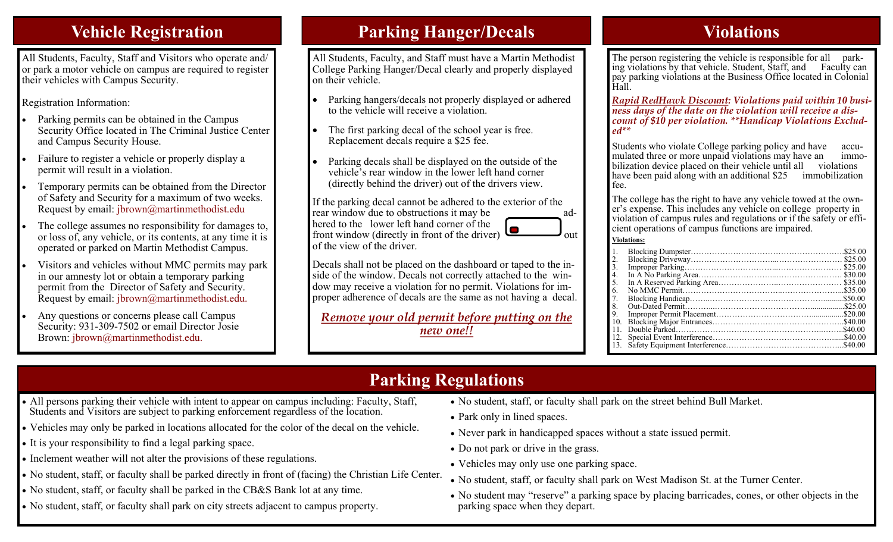## Vehicle Registration

All Students, Faculty, Staff and Visitors who operate and/ or park a motor vehicle on campus are required to register their vehicles with Campus Security.

Registration Information:

- Parking permits can be obtained in the Campus Security Office located in The Criminal Justice Center and Campus Security House.
- Failure to register a vehicle or properly display a permit will result in a violation.
- Temporary permits can be obtained from the Director of Safety and Security for a maximum of two weeks. Request by email: jbrown@martinmethodist.edu
- The college assumes no responsibility for damages to, or loss of, any vehicle, or its contents, at any time it is operated or parked on Martin Methodist Campus.
- Visitors and vehicles without MMC permits may park in our amnesty lot or obtain a temporary parking permit from the Director of Safety and Security. Request by email: jbrown@martinmethodist.edu.
- Any questions or concerns please call Campus Security: 931-309-7502 or email Director Josie Brown: jbrown@martinmethodist.edu.

## Parking Hanger/Decals

All Students, Faculty, and Staff must have a Martin Methodist College Parking Hanger/Decal clearly and properly displayed on their vehicle.

- Parking hangers/decals not properly displayed or adhered to the vehicle will receive a violation.
- The first parking decal of the school year is free. Replacement decals require a $25 fee.
- Parking decals shall be displayed on the outside of the vehicle's rear window in the lower left hand corner (directly behind the driver) out of the drivers view.

If the parking decal cannot be adhered to the exterior of the rear window due to obstructions it may be adhered to the lower left hand corner of the front window (directly in front of the driver) out of the view of the driver.

Decals shall not be placed on the dashboard or taped to the inside of the window. Decals not correctly attached to the window may receive a violation for no permit. Violations for improper adherence of decals are the same as not having a decal.

***Remove your old permit before putting on the new one!!***

## Violations

The person registering the vehicle is responsible for all parking violations by that vehicle. Student, Staff, and Faculty can pay parking violations at the Business Office located in Colonial Hall.

***Rapid RedHawk Discount: Violations paid within 10 business days of the date on the violation will receive a discount of $10 per violation. **Handicap Violations Excluded*****

Students who violate College parking policy and have accumulated three or more unpaid violations may have an immobilization device placed on their vehicle until all violations have been paid along with an additional $25 immobilization fee.

The college has the right to have any vehicle towed at the owner's expense. This includes any vehicle on college property in violation of campus rules and regulations or if the safety or efficient operations of campus functions are impaired.

**Violations:**

1. Blocking Dumpster………………………………$25.00
2. Blocking Driveway………………………………$25.00
3. Improper Parking………………………………$25.00
4. In A No Parking Area……………………………$30.00
5. In A Reserved Parking Area……………………$35.00
6. No MMC Permit…………………………………$35.00
7. Blocking Handicap………………………………$50.00
8. Out-Dated Permit………………………………$25.00
9. Improper Permit Placement……………………$20.00
10. Blocking Major Entrances………………………$40.00
11. Double Parked…………………………………$40.00
12. Special Event Interference……………………$40.00
13. Safety Equipment Interference…………………$40.00

## Parking Regulations

- All persons parking their vehicle with intent to appear on campus including: Faculty, Staff, Students and Visitors are subject to parking enforcement regardless of the location.
- Vehicles may only be parked in locations allocated for the color of the decal on the vehicle.
- It is your responsibility to find a legal parking space.
- Inclement weather will not alter the provisions of these regulations.
- No student, staff, or faculty shall be parked directly in front of (facing) the Christian Life Center.
- No student, staff, or faculty shall be parked in the CB&S Bank lot at any time.
- No student, staff, or faculty shall park on city streets adjacent to campus property.
- No student, staff, or faculty shall park on the street behind Bull Market.
- Park only in lined spaces.
- Never park in handicapped spaces without a state issued permit.
- Do not park or drive in the grass.
- Vehicles may only use one parking space.
- No student, staff, or faculty shall park on West Madison St. at the Turner Center.
- No student may "reserve" a parking space by placing barricades, cones, or other objects in the parking space when they depart.